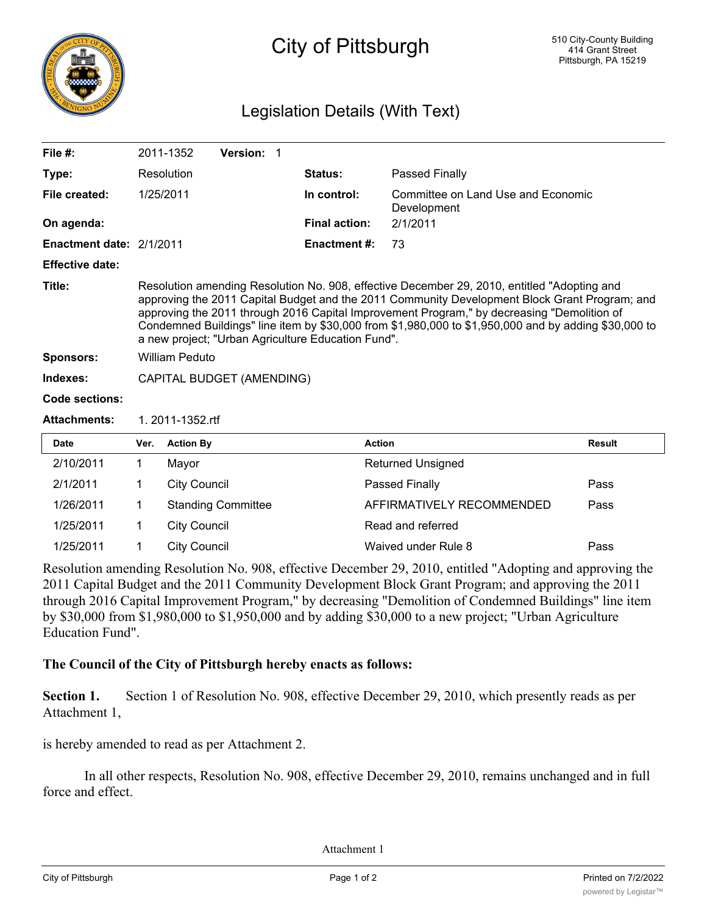# City of Pittsburgh

510 City-County Building
414 Grant Street
Pittsburgh, PA 15219

## Legislation Details (With Text)

| | | | |
|---|---|---|---|
| **File #:** | 2011-1352 **Version:** 1 | | |
| **Type:** | Resolution | **Status:** | Passed Finally |
| **File created:** | 1/25/2011 | **In control:** | Committee on Land Use and Economic Development |
| **On agenda:** | | **Final action:** | 2/1/2011 |
| **Enactment date:** | 2/1/2011 | **Enactment #:** | 73 |
| **Effective date:** | | | |

**Title:** Resolution amending Resolution No. 908, effective December 29, 2010, entitled "Adopting and approving the 2011 Capital Budget and the 2011 Community Development Block Grant Program; and approving the 2011 through 2016 Capital Improvement Program," by decreasing "Demolition of Condemned Buildings" line item by $30,000 from $1,980,000 to $1,950,000 and by adding $30,000 to a new project; "Urban Agriculture Education Fund".

**Sponsors:** William Peduto

**Indexes:** CAPITAL BUDGET (AMENDING)

**Code sections:**

**Attachments:** 1. 2011-1352.rtf

| Date | Ver. | Action By | Action | Result |
|---|---|---|---|---|
| 2/10/2011 | 1 | Mayor | Returned Unsigned | |
| 2/1/2011 | 1 | City Council | Passed Finally | Pass |
| 1/26/2011 | 1 | Standing Committee | AFFIRMATIVELY RECOMMENDED | Pass |
| 1/25/2011 | 1 | City Council | Read and referred | |
| 1/25/2011 | 1 | City Council | Waived under Rule 8 | Pass |

Resolution amending Resolution No. 908, effective December 29, 2010, entitled "Adopting and approving the 2011 Capital Budget and the 2011 Community Development Block Grant Program; and approving the 2011 through 2016 Capital Improvement Program," by decreasing "Demolition of Condemned Buildings" line item by $30,000 from $1,980,000 to $1,950,000 and by adding $30,000 to a new project; "Urban Agriculture Education Fund".

**The Council of the City of Pittsburgh hereby enacts as follows:**

**Section 1.** Section 1 of Resolution No. 908, effective December 29, 2010, which presently reads as per Attachment 1,

is hereby amended to read as per Attachment 2.

In all other respects, Resolution No. 908, effective December 29, 2010, remains unchanged and in full force and effect.

Attachment 1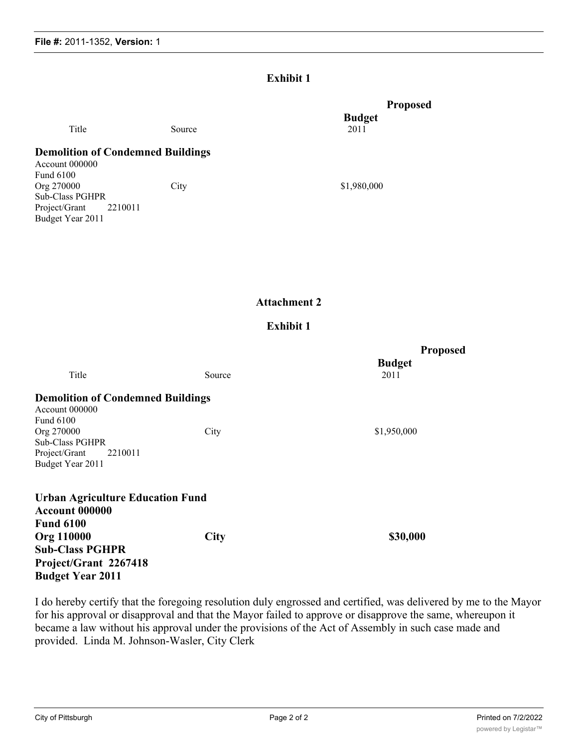**Exhibit 1**

| Title | Source | Proposed Budget 2011 |
|---|---|---|
| **Demolition of Condemned Buildings**<br>Account 000000<br>Fund 6100<br>Org 270000<br>Sub-Class PGHPR<br>Project/Grant 2210011<br>Budget Year 2011 | City | $1,980,000 |

**Attachment 2**

**Exhibit 1**

| Title | Source | Proposed Budget 2011 |
|---|---|---|
| **Demolition of Condemned Buildings**<br>Account 000000<br>Fund 6100<br>Org 270000<br>Sub-Class PGHPR<br>Project/Grant 2210011<br>Budget Year 2011 | City | $1,950,000 |
| **Urban Agriculture Education Fund**<br>**Account 000000**<br>**Fund 6100**<br>**Org 110000**<br>**Sub-Class PGHPR**<br>**Project/Grant 2267418**<br>**Budget Year 2011** | **City** | **$30,000** |

I do hereby certify that the foregoing resolution duly engrossed and certified, was delivered by me to the Mayor for his approval or disapproval and that the Mayor failed to approve or disapprove the same, whereupon it became a law without his approval under the provisions of the Act of Assembly in such case made and provided. Linda M. Johnson-Wasler, City Clerk